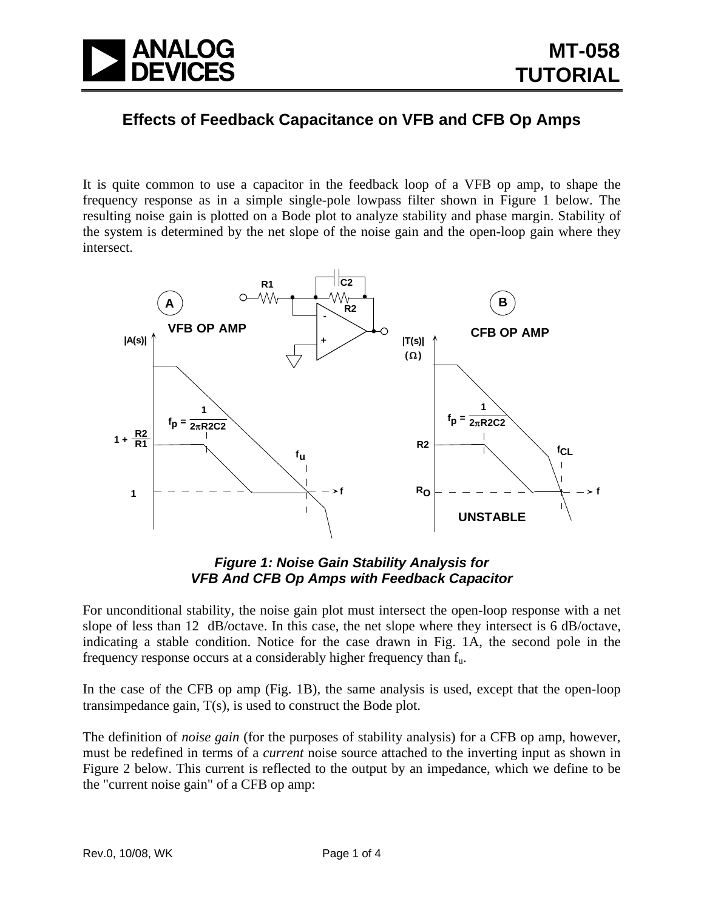# Effects of Feedback Capacitance on VFB and CFB Op Amps

It is quite common to use a capacitor in the feedback loop of a VFB op amp, to shape the frequency response as in a simple single-pole lowpass filter shown in Figure 1 below. The resulting noise gain is plotted on a Bode plot to analyze stability and phase margin. Stability of the system is determined by the net slope of the noise gain and the open-loop gain where they intersect.

***Figure 1: Noise Gain Stability Analysis for VFB And CFB Op Amps with Feedback Capacitor***

For unconditional stability, the noise gain plot must intersect the open-loop response with a net slope of less than 12 dB/octave. In this case, the net slope where they intersect is 6 dB/octave, indicating a stable condition. Notice for the case drawn in Fig. 1A, the second pole in the frequency response occurs at a considerably higher frequency than $f_u$.

In the case of the CFB op amp (Fig. 1B), the same analysis is used, except that the open-loop transimpedance gain, T(s), is used to construct the Bode plot.

The definition of *noise gain* (for the purposes of stability analysis) for a CFB op amp, however, must be redefined in terms of a *current* noise source attached to the inverting input as shown in Figure 2 below. This current is reflected to the output by an impedance, which we define to be the "current noise gain" of a CFB op amp: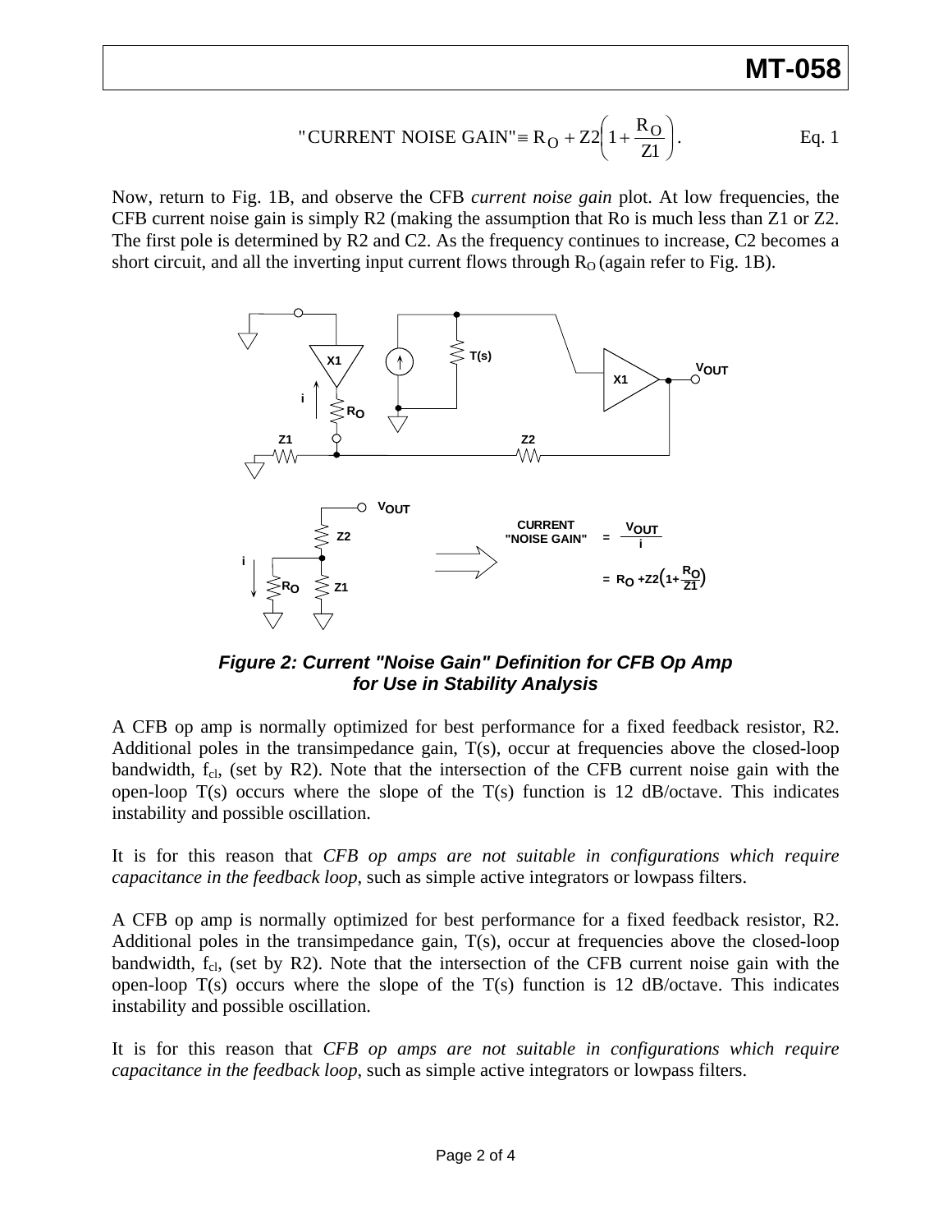$$\text{"CURRENT NOISE GAIN"} \equiv R_O + Z2\left(1 + \frac{R_O}{Z1}\right). \qquad \text{Eq. 1}$$

Now, return to Fig. 1B, and observe the CFB *current noise gain* plot. At low frequencies, the CFB current noise gain is simply R2 (making the assumption that Ro is much less than Z1 or Z2. The first pole is determined by R2 and C2. As the frequency continues to increase, C2 becomes a short circuit, and all the inverting input current flows through $R_O$ (again refer to Fig. 1B).

***Figure 2: Current "Noise Gain" Definition for CFB Op Amp for Use in Stability Analysis***

A CFB op amp is normally optimized for best performance for a fixed feedback resistor, R2. Additional poles in the transimpedance gain, T(s), occur at frequencies above the closed-loop bandwidth, $f_{cl}$, (set by R2). Note that the intersection of the CFB current noise gain with the open-loop T(s) occurs where the slope of the T(s) function is 12 dB/octave. This indicates instability and possible oscillation.

It is for this reason that *CFB op amps are not suitable in configurations which require capacitance in the feedback loop*, such as simple active integrators or lowpass filters.

A CFB op amp is normally optimized for best performance for a fixed feedback resistor, R2. Additional poles in the transimpedance gain, T(s), occur at frequencies above the closed-loop bandwidth, $f_{cl}$, (set by R2). Note that the intersection of the CFB current noise gain with the open-loop T(s) occurs where the slope of the T(s) function is 12 dB/octave. This indicates instability and possible oscillation.

It is for this reason that *CFB op amps are not suitable in configurations which require capacitance in the feedback loop*, such as simple active integrators or lowpass filters.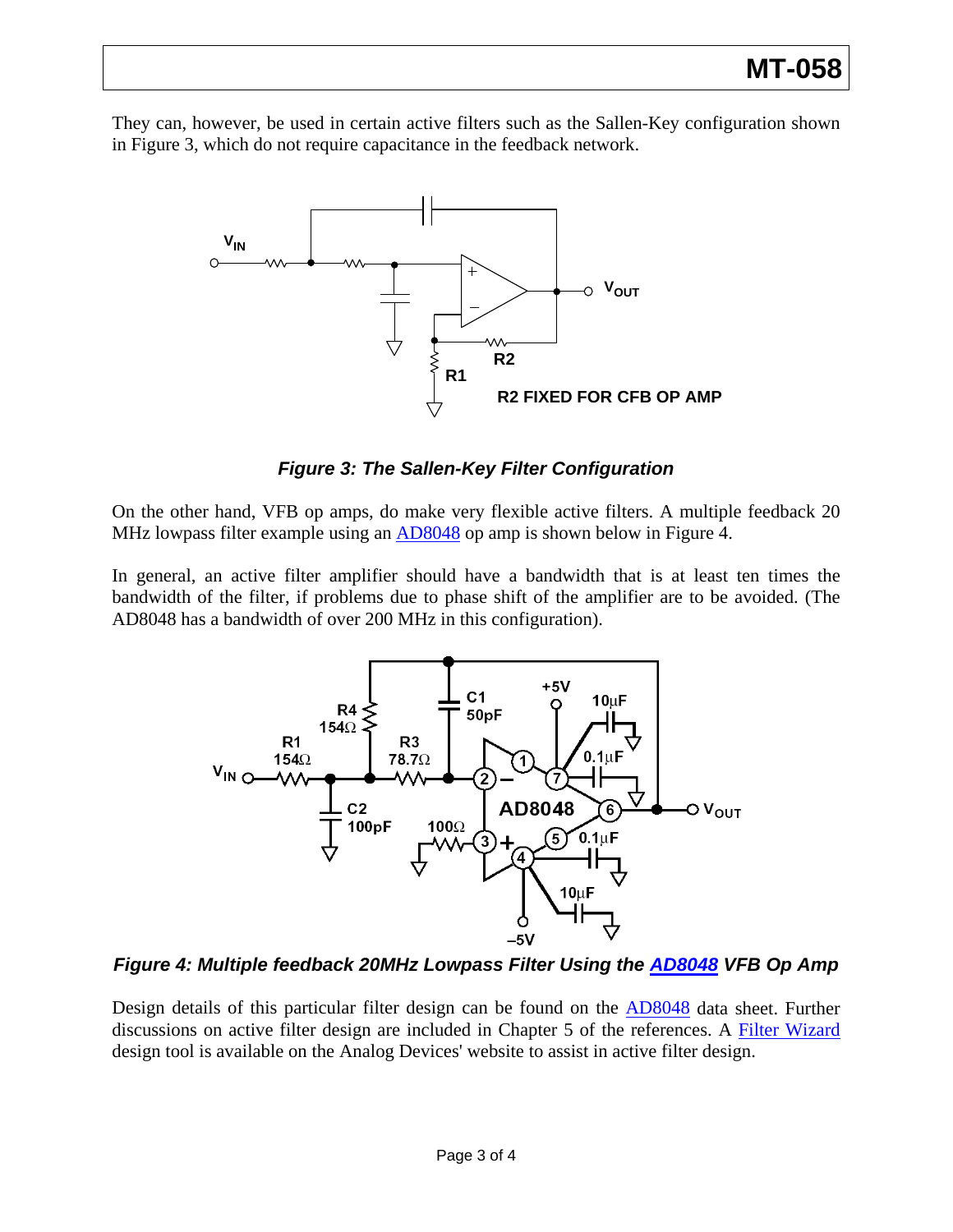They can, however, be used in certain active filters such as the Sallen-Key configuration shown in Figure 3, which do not require capacitance in the feedback network.

***Figure 3: The Sallen-Key Filter Configuration***

On the other hand, VFB op amps, do make very flexible active filters. A multiple feedback 20 MHz lowpass filter example using an AD8048 op amp is shown below in Figure 4.

In general, an active filter amplifier should have a bandwidth that is at least ten times the bandwidth of the filter, if problems due to phase shift of the amplifier are to be avoided. (The AD8048 has a bandwidth of over 200 MHz in this configuration).

***Figure 4: Multiple feedback 20MHz Lowpass Filter Using the AD8048 VFB Op Amp***

Design details of this particular filter design can be found on the AD8048 data sheet. Further discussions on active filter design are included in Chapter 5 of the references. A Filter Wizard design tool is available on the Analog Devices' website to assist in active filter design.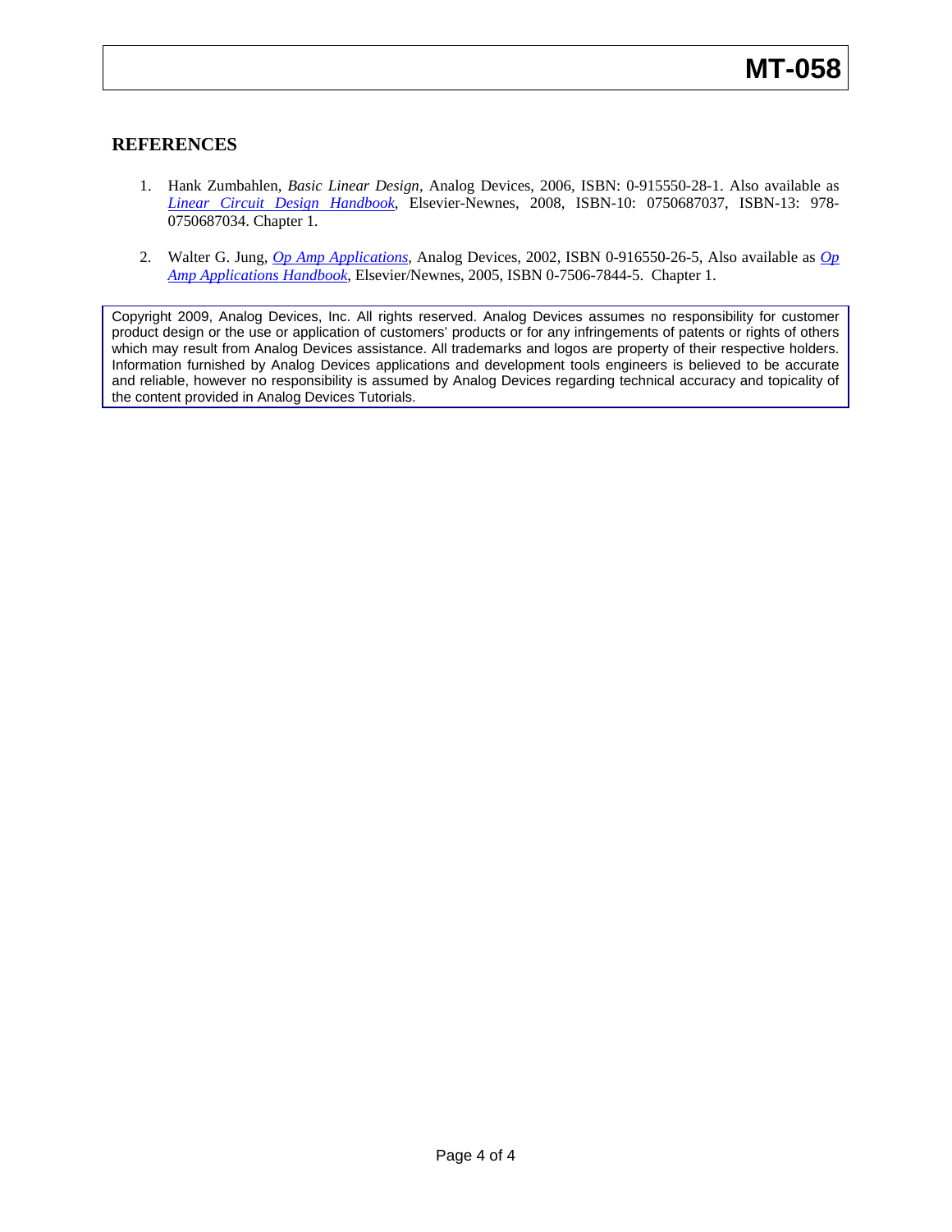## REFERENCES

1. Hank Zumbahlen, *Basic Linear Design*, Analog Devices, 2006, ISBN: 0-915550-28-1. Also available as *Linear Circuit Design Handbook*, Elsevier-Newnes, 2008, ISBN-10: 0750687037, ISBN-13: 978-0750687034. Chapter 1.

2. Walter G. Jung, *Op Amp Applications*, Analog Devices, 2002, ISBN 0-916550-26-5, Also available as *Op Amp Applications Handbook*, Elsevier/Newnes, 2005, ISBN 0-7506-7844-5. Chapter 1.

Copyright 2009, Analog Devices, Inc. All rights reserved. Analog Devices assumes no responsibility for customer product design or the use or application of customers' products or for any infringements of patents or rights of others which may result from Analog Devices assistance. All trademarks and logos are property of their respective holders. Information furnished by Analog Devices applications and development tools engineers is believed to be accurate and reliable, however no responsibility is assumed by Analog Devices regarding technical accuracy and topicality of the content provided in Analog Devices Tutorials.